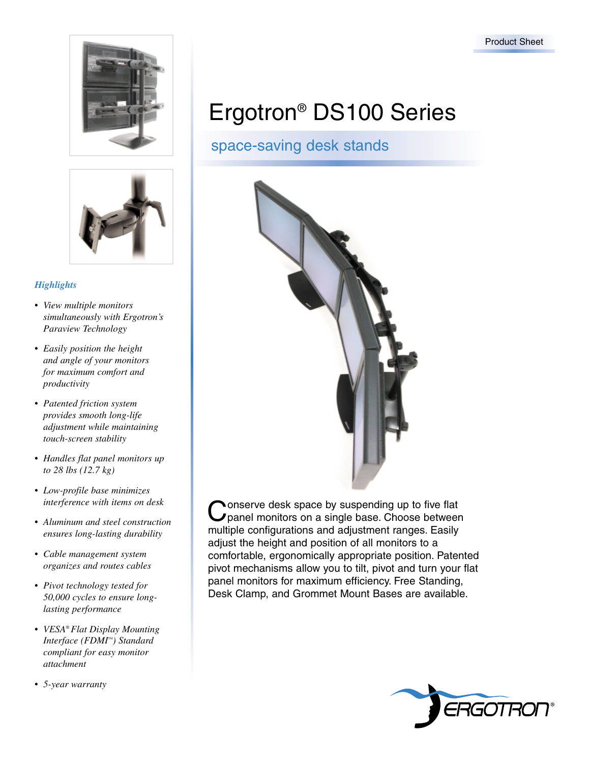Product Sheet

# Ergotron® DS100 Series

## space-saving desk stands

Conserve desk space by suspending up to five flat panel monitors on a single base. Choose between multiple configurations and adjustment ranges. Easily adjust the height and position of all monitors to a comfortable, ergonomically appropriate position. Patented pivot mechanisms allow you to tilt, pivot and turn your flat panel monitors for maximum efficiency. Free Standing, Desk Clamp, and Grommet Mount Bases are available.

### *Highlights*

- *View multiple monitors simultaneously with Ergotron's Paraview Technology*
- *Easily position the height and angle of your monitors for maximum comfort and productivity*
- *Patented friction system provides smooth long-life adjustment while maintaining touch-screen stability*
- *Handles flat panel monitors up to 28 lbs (12.7 kg)*
- *Low-profile base minimizes interference with items on desk*
- *Aluminum and steel construction ensures long-lasting durability*
- *Cable management system organizes and routes cables*
- *Pivot technology tested for 50,000 cycles to ensure long-lasting performance*
- *VESA® Flat Display Mounting Interface (FDMI™) Standard compliant for easy monitor attachment*
- *5-year warranty*

ERGOTRON®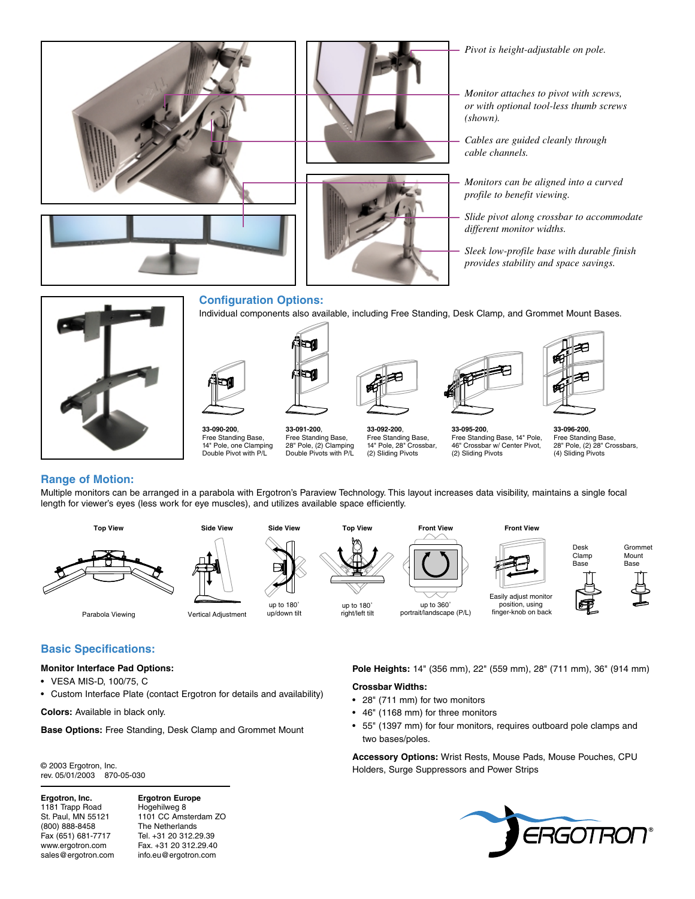*Pivot is height-adjustable on pole.*

*Monitor attaches to pivot with screws, or with optional tool-less thumb screws (shown).*

*Cables are guided cleanly through cable channels.*

*Monitors can be aligned into a curved profile to benefit viewing.*

*Slide pivot along crossbar to accommodate different monitor widths.*

*Sleek low-profile base with durable finish provides stability and space savings.*

## Configuration Options:

Individual components also available, including Free Standing, Desk Clamp, and Grommet Mount Bases.

**33-090-200**, Free Standing Base, 14" Pole, one Clamping Double Pivot with P/L

**33-091-200**, Free Standing Base, 28" Pole, (2) Clamping Double Pivots with P/L

**33-092-200**, Free Standing Base, 14" Pole, 28" Crossbar, (2) Sliding Pivots

**33-095-200**, Free Standing Base, 14" Pole, 46" Crossbar w/ Center Pivot, (2) Sliding Pivots

**33-096-200**, Free Standing Base, 28" Pole, (2) 28" Crossbars, (4) Sliding Pivots

## Range of Motion:

Multiple monitors can be arranged in a parabola with Ergotron's Paraview Technology. This layout increases data visibility, maintains a single focal length for viewer's eyes (less work for eye muscles), and utilizes available space efficiently.

Top View
Parabola Viewing

Side View
Vertical Adjustment

Side View
up to 180˚ up/down tilt

Top View
up to 180˚ right/left tilt

Front View
up to 360˚ portrait/landscape (P/L)

Front View
Easily adjust monitor position, using finger-knob on back

Desk Clamp Base

Grommet Mount Base

## Basic Specifications:

**Monitor Interface Pad Options:**

- VESA MIS-D, 100/75, C
- Custom Interface Plate (contact Ergotron for details and availability)

**Colors:** Available in black only.

**Base Options:** Free Standing, Desk Clamp and Grommet Mount

**Pole Heights:** 14" (356 mm), 22" (559 mm), 28" (711 mm), 36" (914 mm)

**Crossbar Widths:**

- 28" (711 mm) for two monitors
- 46" (1168 mm) for three monitors
- 55" (1397 mm) for four monitors, requires outboard pole clamps and two bases/poles.

**Accessory Options:** Wrist Rests, Mouse Pads, Mouse Pouches, CPU Holders, Surge Suppressors and Power Strips

© 2003 Ergotron, Inc.
rev. 05/01/2003 870-05-030

**Ergotron, Inc.**
1181 Trapp Road
St. Paul, MN 55121
(800) 888-8458
Fax (651) 681-7717
www.ergotron.com
sales@ergotron.com

**Ergotron Europe**
Hogehilweg 8
1101 CC Amsterdam ZO
The Netherlands
Tel. +31 20 312.29.39
Fax. +31 20 312.29.40
info.eu@ergotron.com

ERGOTRON®